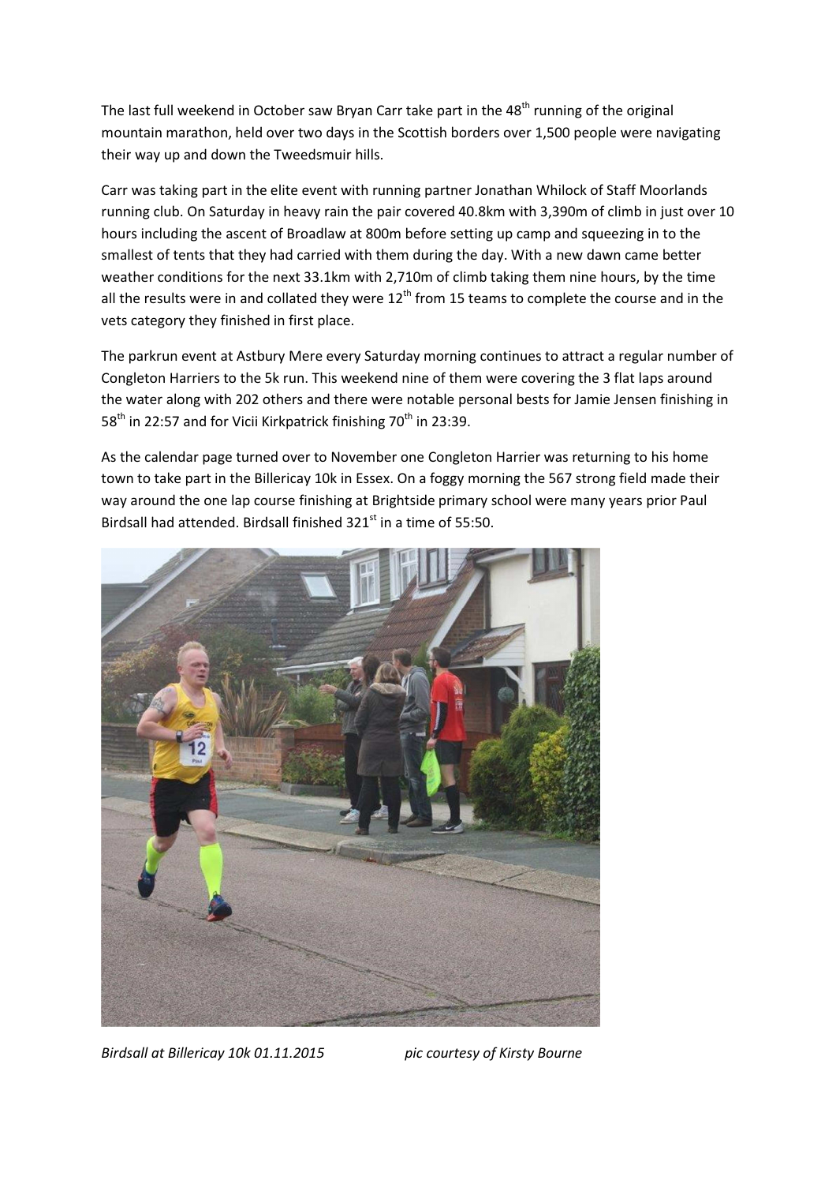The last full weekend in October saw Bryan Carr take part in the 48th running of the original mountain marathon, held over two days in the Scottish borders over 1,500 people were navigating their way up and down the Tweedsmuir hills.

Carr was taking part in the elite event with running partner Jonathan Whilock of Staff Moorlands running club. On Saturday in heavy rain the pair covered 40.8km with 3,390m of climb in just over 10 hours including the ascent of Broadlaw at 800m before setting up camp and squeezing in to the smallest of tents that they had carried with them during the day. With a new dawn came better weather conditions for the next 33.1km with 2,710m of climb taking them nine hours, by the time all the results were in and collated they were 12th from 15 teams to complete the course and in the vets category they finished in first place.

The parkrun event at Astbury Mere every Saturday morning continues to attract a regular number of Congleton Harriers to the 5k run. This weekend nine of them were covering the 3 flat laps around the water along with 202 others and there were notable personal bests for Jamie Jensen finishing in 58th in 22:57 and for Vicii Kirkpatrick finishing 70th in 23:39.

As the calendar page turned over to November one Congleton Harrier was returning to his home town to take part in the Billericay 10k in Essex. On a foggy morning the 567 strong field made their way around the one lap course finishing at Brightside primary school were many years prior Paul Birdsall had attended. Birdsall finished 321st in a time of 55:50.

*Birdsall at Billericay 10k 01.11.2015* *pic courtesy of Kirsty Bourne*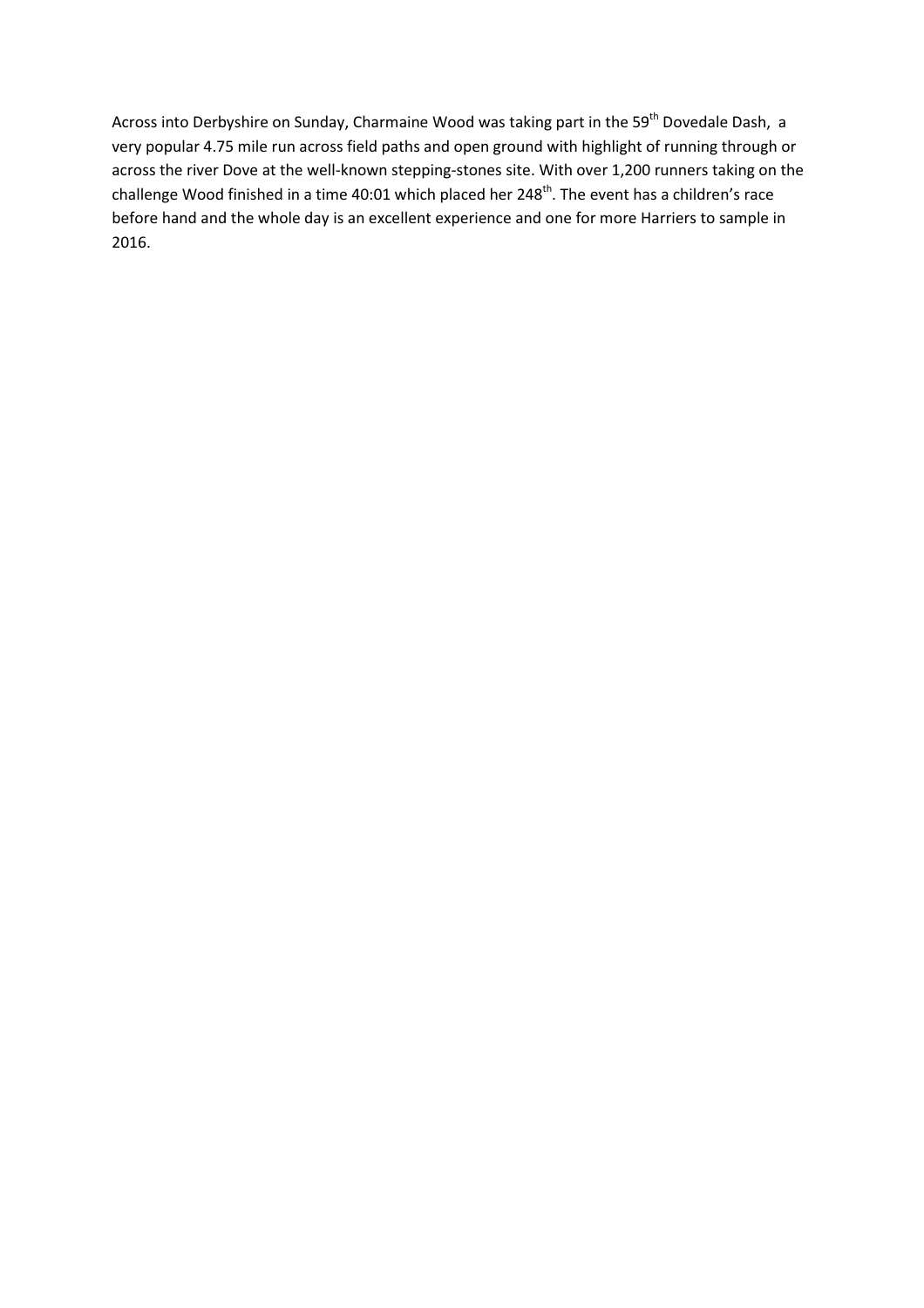Across into Derbyshire on Sunday, Charmaine Wood was taking part in the 59th Dovedale Dash, a very popular 4.75 mile run across field paths and open ground with highlight of running through or across the river Dove at the well-known stepping-stones site. With over 1,200 runners taking on the challenge Wood finished in a time 40:01 which placed her 248th. The event has a children's race before hand and the whole day is an excellent experience and one for more Harriers to sample in 2016.